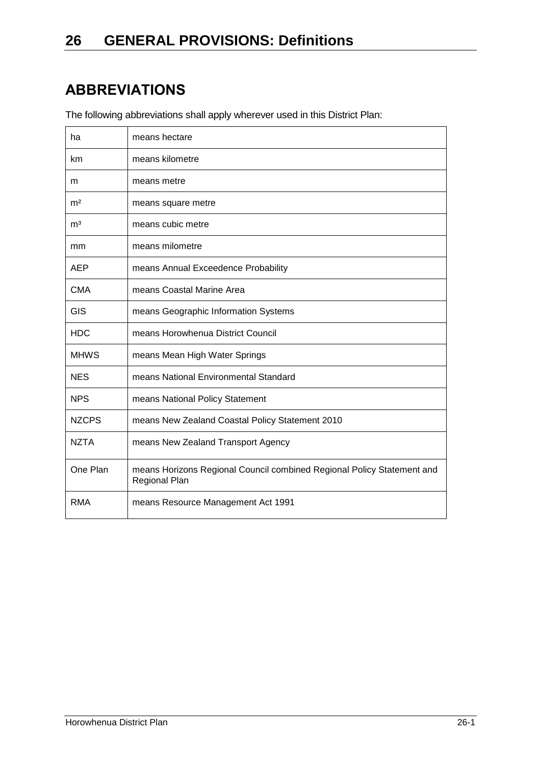# 26 GENERAL PROVISIONS: Definitions

## ABBREVIATIONS

The following abbreviations shall apply wherever used in this District Plan:

| | |
|---|---|
| ha | means hectare |
| km | means kilometre |
| m | means metre |
| $m^2$ | means square metre |
| $m^3$ | means cubic metre |
| mm | means milometre |
| AEP | means Annual Exceedence Probability |
| CMA | means Coastal Marine Area |
| GIS | means Geographic Information Systems |
| HDC | means Horowhenua District Council |
| MHWS | means Mean High Water Springs |
| NES | means National Environmental Standard |
| NPS | means National Policy Statement |
| NZCPS | means New Zealand Coastal Policy Statement 2010 |
| NZTA | means New Zealand Transport Agency |
| One Plan | means Horizons Regional Council combined Regional Policy Statement and Regional Plan |
| RMA | means Resource Management Act 1991 |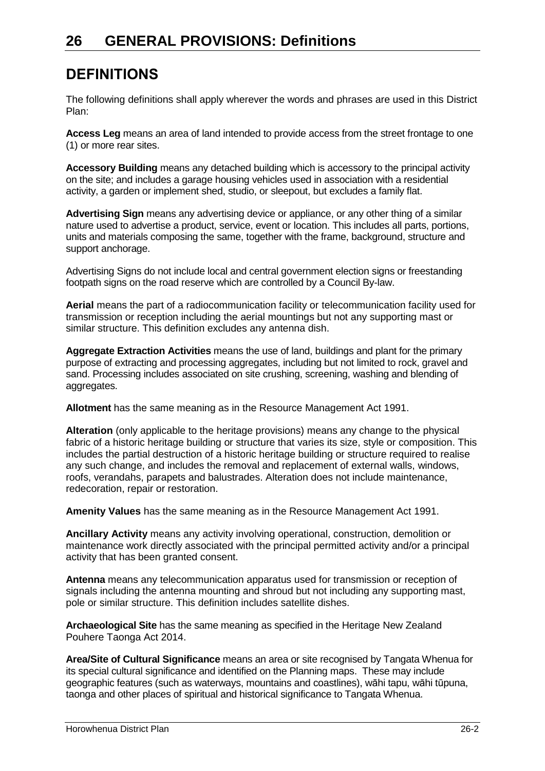# 26 GENERAL PROVISIONS: Definitions

## DEFINITIONS

The following definitions shall apply wherever the words and phrases are used in this District Plan:

**Access Leg** means an area of land intended to provide access from the street frontage to one (1) or more rear sites.

**Accessory Building** means any detached building which is accessory to the principal activity on the site; and includes a garage housing vehicles used in association with a residential activity, a garden or implement shed, studio, or sleepout, but excludes a family flat.

**Advertising Sign** means any advertising device or appliance, or any other thing of a similar nature used to advertise a product, service, event or location. This includes all parts, portions, units and materials composing the same, together with the frame, background, structure and support anchorage.

Advertising Signs do not include local and central government election signs or freestanding footpath signs on the road reserve which are controlled by a Council By-law.

**Aerial** means the part of a radiocommunication facility or telecommunication facility used for transmission or reception including the aerial mountings but not any supporting mast or similar structure. This definition excludes any antenna dish.

**Aggregate Extraction Activities** means the use of land, buildings and plant for the primary purpose of extracting and processing aggregates, including but not limited to rock, gravel and sand. Processing includes associated on site crushing, screening, washing and blending of aggregates.

**Allotment** has the same meaning as in the Resource Management Act 1991.

**Alteration** (only applicable to the heritage provisions) means any change to the physical fabric of a historic heritage building or structure that varies its size, style or composition. This includes the partial destruction of a historic heritage building or structure required to realise any such change, and includes the removal and replacement of external walls, windows, roofs, verandahs, parapets and balustrades. Alteration does not include maintenance, redecoration, repair or restoration.

**Amenity Values** has the same meaning as in the Resource Management Act 1991.

**Ancillary Activity** means any activity involving operational, construction, demolition or maintenance work directly associated with the principal permitted activity and/or a principal activity that has been granted consent.

**Antenna** means any telecommunication apparatus used for transmission or reception of signals including the antenna mounting and shroud but not including any supporting mast, pole or similar structure. This definition includes satellite dishes.

**Archaeological Site** has the same meaning as specified in the Heritage New Zealand Pouhere Taonga Act 2014.

**Area/Site of Cultural Significance** means an area or site recognised by Tangata Whenua for its special cultural significance and identified on the Planning maps. These may include geographic features (such as waterways, mountains and coastlines), wāhi tapu, wāhi tūpuna, taonga and other places of spiritual and historical significance to Tangata Whenua.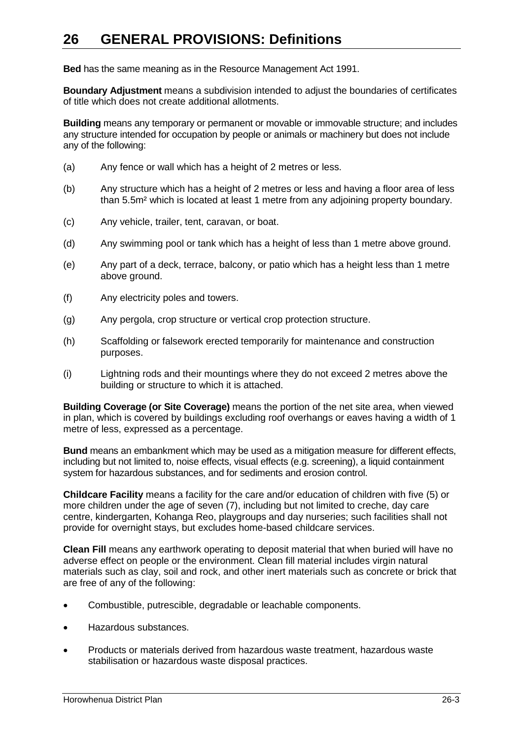# 26 GENERAL PROVISIONS: Definitions

**Bed** has the same meaning as in the Resource Management Act 1991.

**Boundary Adjustment** means a subdivision intended to adjust the boundaries of certificates of title which does not create additional allotments.

**Building** means any temporary or permanent or movable or immovable structure; and includes any structure intended for occupation by people or animals or machinery but does not include any of the following:

(a) Any fence or wall which has a height of 2 metres or less.

(b) Any structure which has a height of 2 metres or less and having a floor area of less than 5.5m² which is located at least 1 metre from any adjoining property boundary.

(c) Any vehicle, trailer, tent, caravan, or boat.

(d) Any swimming pool or tank which has a height of less than 1 metre above ground.

(e) Any part of a deck, terrace, balcony, or patio which has a height less than 1 metre above ground.

(f) Any electricity poles and towers.

(g) Any pergola, crop structure or vertical crop protection structure.

(h) Scaffolding or falsework erected temporarily for maintenance and construction purposes.

(i) Lightning rods and their mountings where they do not exceed 2 metres above the building or structure to which it is attached.

**Building Coverage (or Site Coverage)** means the portion of the net site area, when viewed in plan, which is covered by buildings excluding roof overhangs or eaves having a width of 1 metre of less, expressed as a percentage.

**Bund** means an embankment which may be used as a mitigation measure for different effects, including but not limited to, noise effects, visual effects (e.g. screening), a liquid containment system for hazardous substances, and for sediments and erosion control.

**Childcare Facility** means a facility for the care and/or education of children with five (5) or more children under the age of seven (7), including but not limited to creche, day care centre, kindergarten, Kohanga Reo, playgroups and day nurseries; such facilities shall not provide for overnight stays, but excludes home-based childcare services.

**Clean Fill** means any earthwork operating to deposit material that when buried will have no adverse effect on people or the environment. Clean fill material includes virgin natural materials such as clay, soil and rock, and other inert materials such as concrete or brick that are free of any of the following:

- Combustible, putrescible, degradable or leachable components.
- Hazardous substances.
- Products or materials derived from hazardous waste treatment, hazardous waste stabilisation or hazardous waste disposal practices.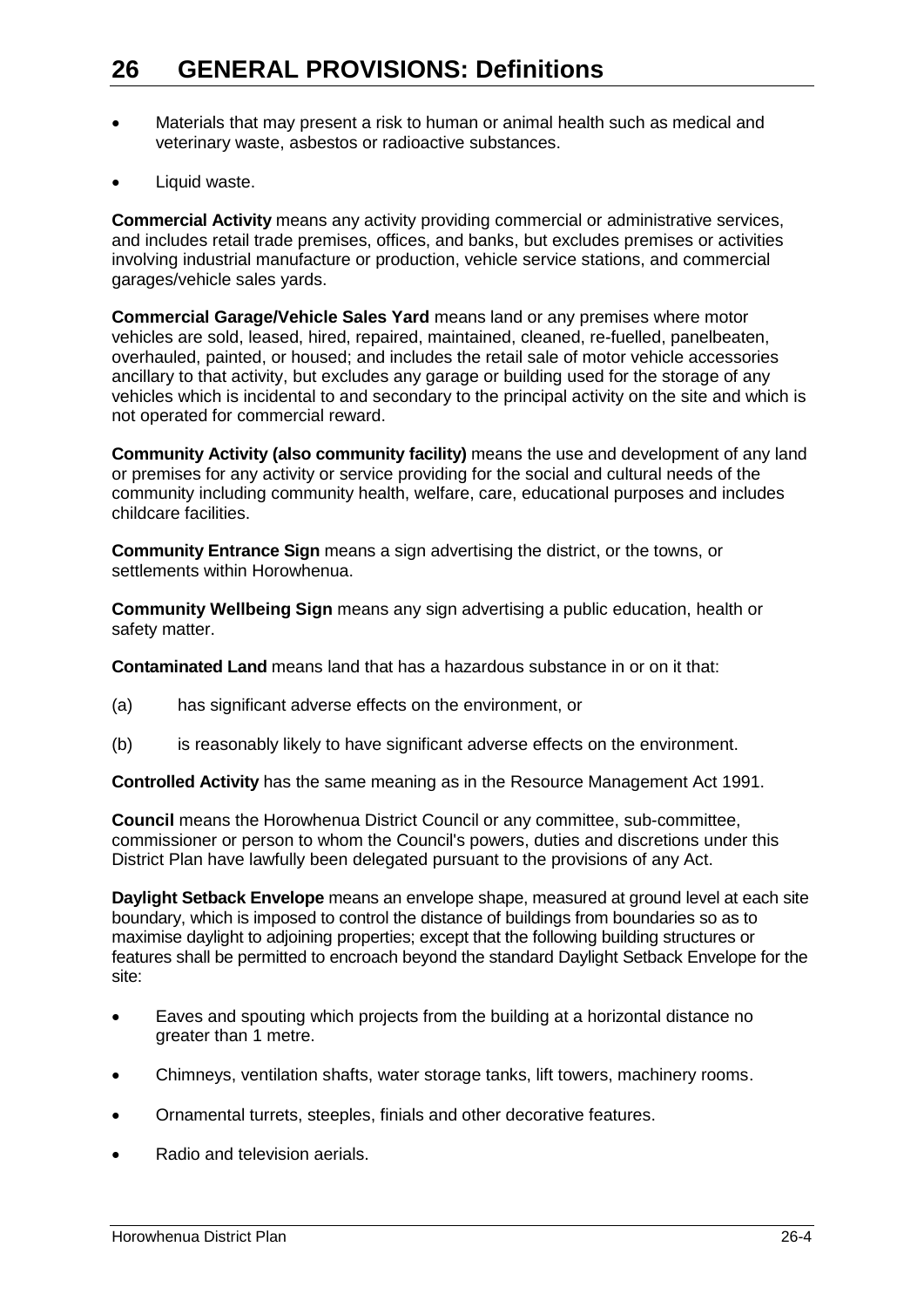- Materials that may present a risk to human or animal health such as medical and veterinary waste, asbestos or radioactive substances.
- Liquid waste.

**Commercial Activity** means any activity providing commercial or administrative services, and includes retail trade premises, offices, and banks, but excludes premises or activities involving industrial manufacture or production, vehicle service stations, and commercial garages/vehicle sales yards.

**Commercial Garage/Vehicle Sales Yard** means land or any premises where motor vehicles are sold, leased, hired, repaired, maintained, cleaned, re-fuelled, panelbeaten, overhauled, painted, or housed; and includes the retail sale of motor vehicle accessories ancillary to that activity, but excludes any garage or building used for the storage of any vehicles which is incidental to and secondary to the principal activity on the site and which is not operated for commercial reward.

**Community Activity (also community facility)** means the use and development of any land or premises for any activity or service providing for the social and cultural needs of the community including community health, welfare, care, educational purposes and includes childcare facilities.

**Community Entrance Sign** means a sign advertising the district, or the towns, or settlements within Horowhenua.

**Community Wellbeing Sign** means any sign advertising a public education, health or safety matter.

**Contaminated Land** means land that has a hazardous substance in or on it that:

(a) has significant adverse effects on the environment, or

(b) is reasonably likely to have significant adverse effects on the environment.

**Controlled Activity** has the same meaning as in the Resource Management Act 1991.

**Council** means the Horowhenua District Council or any committee, sub-committee, commissioner or person to whom the Council's powers, duties and discretions under this District Plan have lawfully been delegated pursuant to the provisions of any Act.

**Daylight Setback Envelope** means an envelope shape, measured at ground level at each site boundary, which is imposed to control the distance of buildings from boundaries so as to maximise daylight to adjoining properties; except that the following building structures or features shall be permitted to encroach beyond the standard Daylight Setback Envelope for the site:

- Eaves and spouting which projects from the building at a horizontal distance no greater than 1 metre.
- Chimneys, ventilation shafts, water storage tanks, lift towers, machinery rooms.
- Ornamental turrets, steeples, finials and other decorative features.
- Radio and television aerials.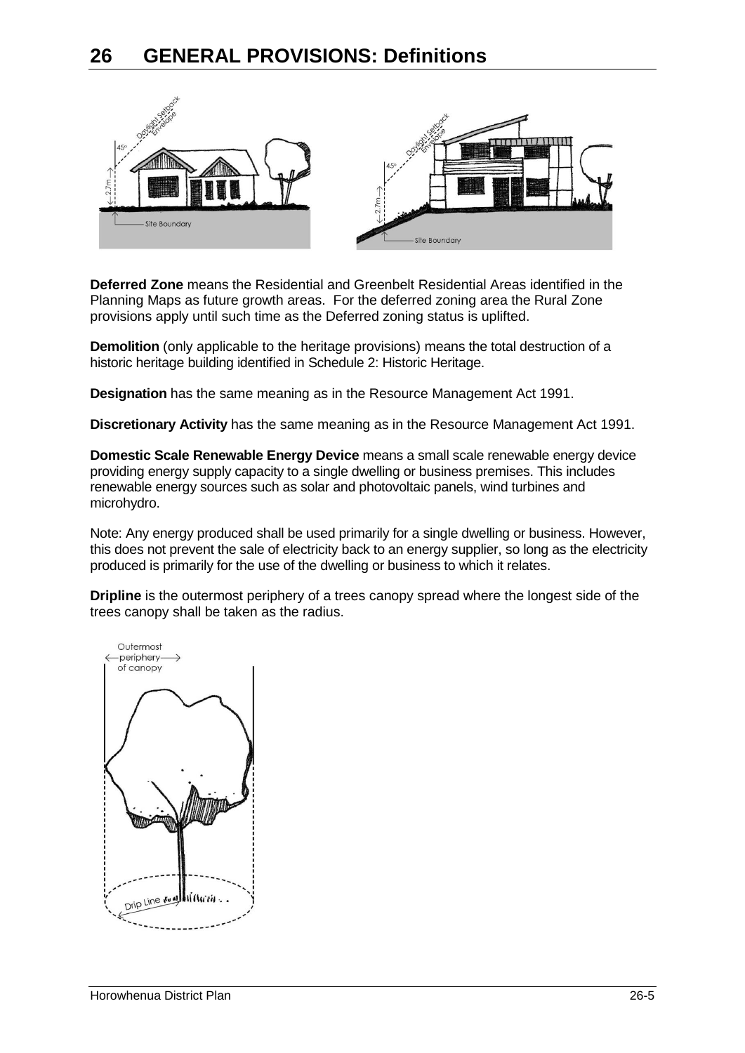# 26 GENERAL PROVISIONS: Definitions

**Deferred Zone** means the Residential and Greenbelt Residential Areas identified in the Planning Maps as future growth areas. For the deferred zoning area the Rural Zone provisions apply until such time as the Deferred zoning status is uplifted.

**Demolition** (only applicable to the heritage provisions) means the total destruction of a historic heritage building identified in Schedule 2: Historic Heritage.

**Designation** has the same meaning as in the Resource Management Act 1991.

**Discretionary Activity** has the same meaning as in the Resource Management Act 1991.

**Domestic Scale Renewable Energy Device** means a small scale renewable energy device providing energy supply capacity to a single dwelling or business premises. This includes renewable energy sources such as solar and photovoltaic panels, wind turbines and microhydro.

Note: Any energy produced shall be used primarily for a single dwelling or business. However, this does not prevent the sale of electricity back to an energy supplier, so long as the electricity produced is primarily for the use of the dwelling or business to which it relates.

**Dripline** is the outermost periphery of a trees canopy spread where the longest side of the trees canopy shall be taken as the radius.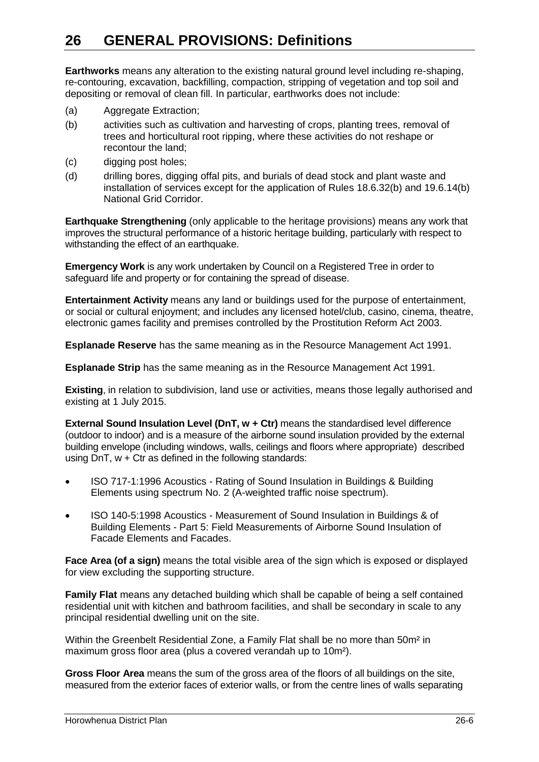# 26 GENERAL PROVISIONS: Definitions

**Earthworks** means any alteration to the existing natural ground level including re-shaping, re-contouring, excavation, backfilling, compaction, stripping of vegetation and top soil and depositing or removal of clean fill. In particular, earthworks does not include:

(a) Aggregate Extraction;

(b) activities such as cultivation and harvesting of crops, planting trees, removal of trees and horticultural root ripping, where these activities do not reshape or recontour the land;

(c) digging post holes;

(d) drilling bores, digging offal pits, and burials of dead stock and plant waste and installation of services except for the application of Rules 18.6.32(b) and 19.6.14(b) National Grid Corridor.

**Earthquake Strengthening** (only applicable to the heritage provisions) means any work that improves the structural performance of a historic heritage building, particularly with respect to withstanding the effect of an earthquake.

**Emergency Work** is any work undertaken by Council on a Registered Tree in order to safeguard life and property or for containing the spread of disease.

**Entertainment Activity** means any land or buildings used for the purpose of entertainment, or social or cultural enjoyment; and includes any licensed hotel/club, casino, cinema, theatre, electronic games facility and premises controlled by the Prostitution Reform Act 2003.

**Esplanade Reserve** has the same meaning as in the Resource Management Act 1991.

**Esplanade Strip** has the same meaning as in the Resource Management Act 1991.

**Existing**, in relation to subdivision, land use or activities, means those legally authorised and existing at 1 July 2015.

**External Sound Insulation Level (DnT, w + Ctr)** means the standardised level difference (outdoor to indoor) and is a measure of the airborne sound insulation provided by the external building envelope (including windows, walls, ceilings and floors where appropriate) described using DnT, w + Ctr as defined in the following standards:

- ISO 717-1:1996 Acoustics - Rating of Sound Insulation in Buildings & Building Elements using spectrum No. 2 (A-weighted traffic noise spectrum).
- ISO 140-5:1998 Acoustics - Measurement of Sound Insulation in Buildings & of Building Elements - Part 5: Field Measurements of Airborne Sound Insulation of Facade Elements and Facades.

**Face Area (of a sign)** means the total visible area of the sign which is exposed or displayed for view excluding the supporting structure.

**Family Flat** means any detached building which shall be capable of being a self contained residential unit with kitchen and bathroom facilities, and shall be secondary in scale to any principal residential dwelling unit on the site.

Within the Greenbelt Residential Zone, a Family Flat shall be no more than 50m² in maximum gross floor area (plus a covered verandah up to 10m²).

**Gross Floor Area** means the sum of the gross area of the floors of all buildings on the site, measured from the exterior faces of exterior walls, or from the centre lines of walls separating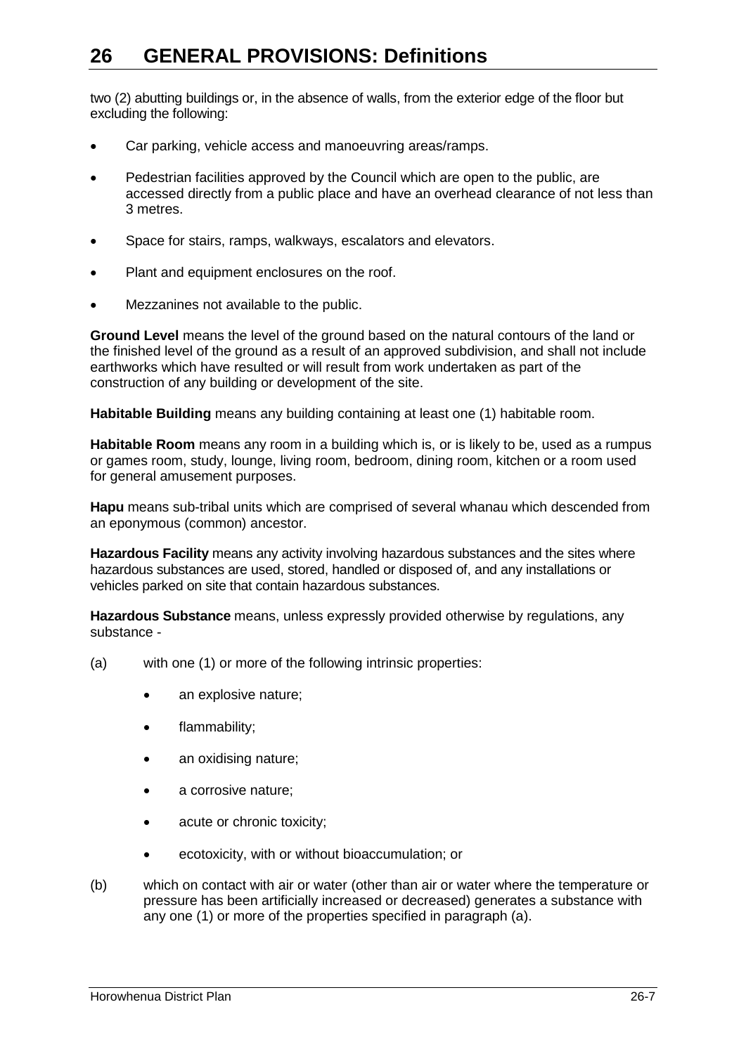two (2) abutting buildings or, in the absence of walls, from the exterior edge of the floor but excluding the following:

- Car parking, vehicle access and manoeuvring areas/ramps.
- Pedestrian facilities approved by the Council which are open to the public, are accessed directly from a public place and have an overhead clearance of not less than 3 metres.
- Space for stairs, ramps, walkways, escalators and elevators.
- Plant and equipment enclosures on the roof.
- Mezzanines not available to the public.

**Ground Level** means the level of the ground based on the natural contours of the land or the finished level of the ground as a result of an approved subdivision, and shall not include earthworks which have resulted or will result from work undertaken as part of the construction of any building or development of the site.

**Habitable Building** means any building containing at least one (1) habitable room.

**Habitable Room** means any room in a building which is, or is likely to be, used as a rumpus or games room, study, lounge, living room, bedroom, dining room, kitchen or a room used for general amusement purposes.

**Hapu** means sub-tribal units which are comprised of several whanau which descended from an eponymous (common) ancestor.

**Hazardous Facility** means any activity involving hazardous substances and the sites where hazardous substances are used, stored, handled or disposed of, and any installations or vehicles parked on site that contain hazardous substances.

**Hazardous Substance** means, unless expressly provided otherwise by regulations, any substance -

(a) with one (1) or more of the following intrinsic properties:

- an explosive nature;
- flammability;
- an oxidising nature;
- a corrosive nature;
- acute or chronic toxicity;
- ecotoxicity, with or without bioaccumulation; or

(b) which on contact with air or water (other than air or water where the temperature or pressure has been artificially increased or decreased) generates a substance with any one (1) or more of the properties specified in paragraph (a).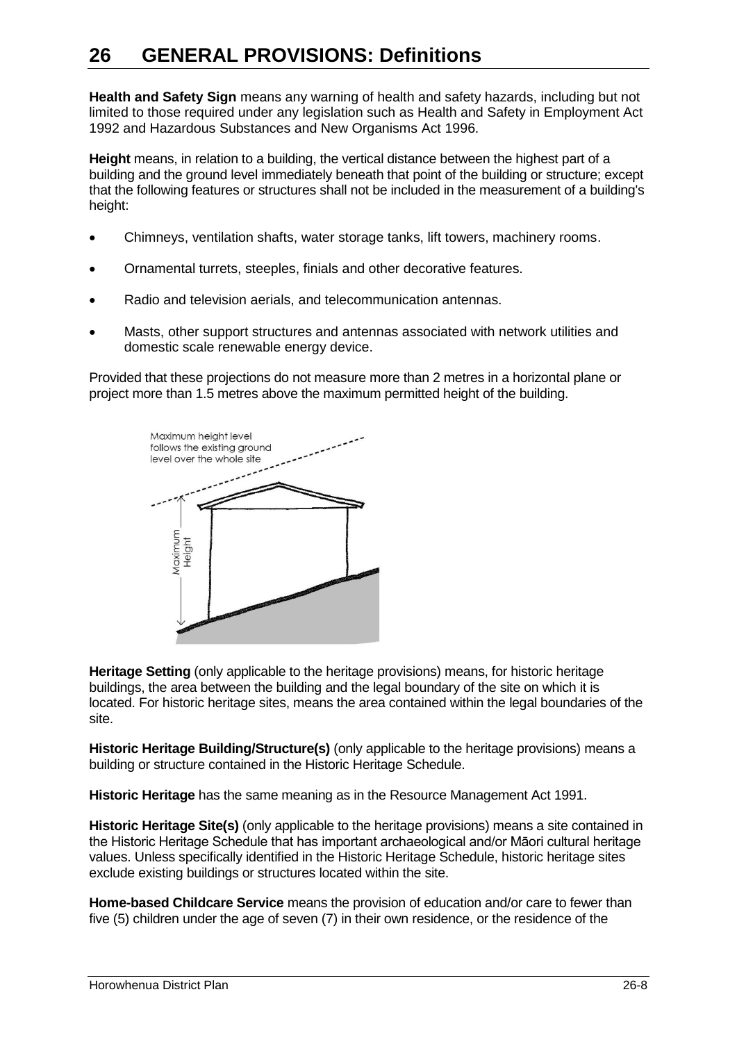# 26 GENERAL PROVISIONS: Definitions

**Health and Safety Sign** means any warning of health and safety hazards, including but not limited to those required under any legislation such as Health and Safety in Employment Act 1992 and Hazardous Substances and New Organisms Act 1996.

**Height** means, in relation to a building, the vertical distance between the highest part of a building and the ground level immediately beneath that point of the building or structure; except that the following features or structures shall not be included in the measurement of a building's height:

- Chimneys, ventilation shafts, water storage tanks, lift towers, machinery rooms.
- Ornamental turrets, steeples, finials and other decorative features.
- Radio and television aerials, and telecommunication antennas.
- Masts, other support structures and antennas associated with network utilities and domestic scale renewable energy device.

Provided that these projections do not measure more than 2 metres in a horizontal plane or project more than 1.5 metres above the maximum permitted height of the building.

**Heritage Setting** (only applicable to the heritage provisions) means, for historic heritage buildings, the area between the building and the legal boundary of the site on which it is located. For historic heritage sites, means the area contained within the legal boundaries of the site.

**Historic Heritage Building/Structure(s)** (only applicable to the heritage provisions) means a building or structure contained in the Historic Heritage Schedule.

**Historic Heritage** has the same meaning as in the Resource Management Act 1991.

**Historic Heritage Site(s)** (only applicable to the heritage provisions) means a site contained in the Historic Heritage Schedule that has important archaeological and/or Māori cultural heritage values. Unless specifically identified in the Historic Heritage Schedule, historic heritage sites exclude existing buildings or structures located within the site.

**Home-based Childcare Service** means the provision of education and/or care to fewer than five (5) children under the age of seven (7) in their own residence, or the residence of the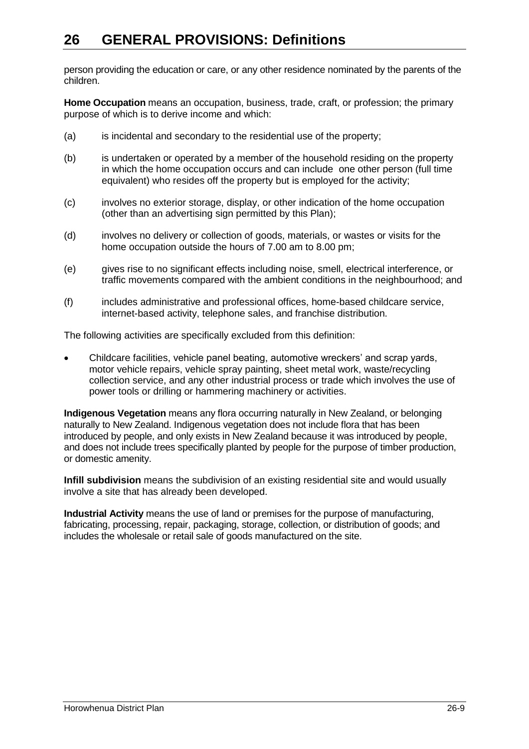person providing the education or care, or any other residence nominated by the parents of the children.

**Home Occupation** means an occupation, business, trade, craft, or profession; the primary purpose of which is to derive income and which:

(a) is incidental and secondary to the residential use of the property;

(b) is undertaken or operated by a member of the household residing on the property in which the home occupation occurs and can include one other person (full time equivalent) who resides off the property but is employed for the activity;

(c) involves no exterior storage, display, or other indication of the home occupation (other than an advertising sign permitted by this Plan);

(d) involves no delivery or collection of goods, materials, or wastes or visits for the home occupation outside the hours of 7.00 am to 8.00 pm;

(e) gives rise to no significant effects including noise, smell, electrical interference, or traffic movements compared with the ambient conditions in the neighbourhood; and

(f) includes administrative and professional offices, home-based childcare service, internet-based activity, telephone sales, and franchise distribution.

The following activities are specifically excluded from this definition:

- Childcare facilities, vehicle panel beating, automotive wreckers' and scrap yards, motor vehicle repairs, vehicle spray painting, sheet metal work, waste/recycling collection service, and any other industrial process or trade which involves the use of power tools or drilling or hammering machinery or activities.

**Indigenous Vegetation** means any flora occurring naturally in New Zealand, or belonging naturally to New Zealand. Indigenous vegetation does not include flora that has been introduced by people, and only exists in New Zealand because it was introduced by people, and does not include trees specifically planted by people for the purpose of timber production, or domestic amenity.

**Infill subdivision** means the subdivision of an existing residential site and would usually involve a site that has already been developed.

**Industrial Activity** means the use of land or premises for the purpose of manufacturing, fabricating, processing, repair, packaging, storage, collection, or distribution of goods; and includes the wholesale or retail sale of goods manufactured on the site.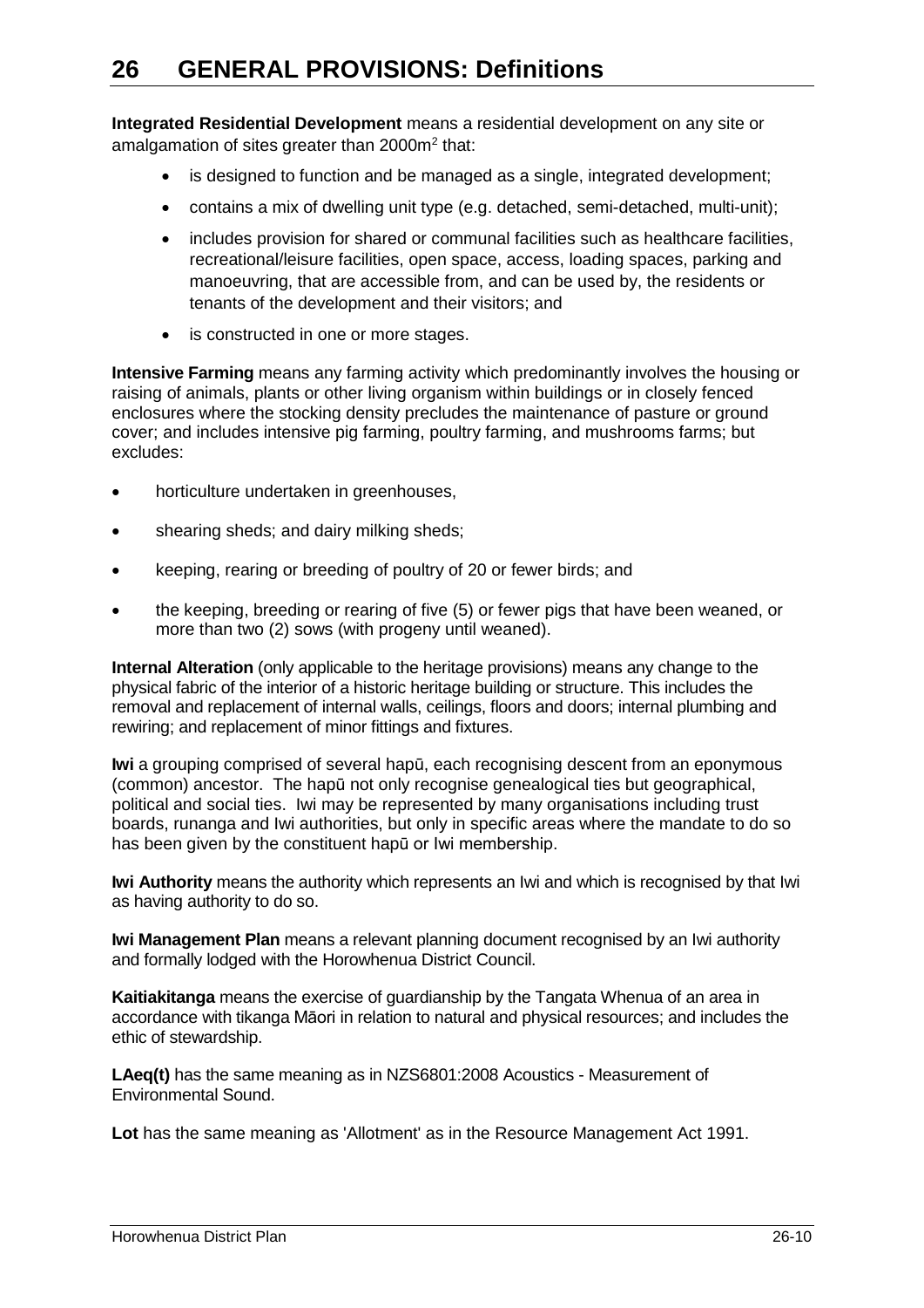# 26 GENERAL PROVISIONS: Definitions

**Integrated Residential Development** means a residential development on any site or amalgamation of sites greater than 2000m$^2$ that:

- is designed to function and be managed as a single, integrated development;
- contains a mix of dwelling unit type (e.g. detached, semi-detached, multi-unit);
- includes provision for shared or communal facilities such as healthcare facilities, recreational/leisure facilities, open space, access, loading spaces, parking and manoeuvring, that are accessible from, and can be used by, the residents or tenants of the development and their visitors; and
- is constructed in one or more stages.

**Intensive Farming** means any farming activity which predominantly involves the housing or raising of animals, plants or other living organism within buildings or in closely fenced enclosures where the stocking density precludes the maintenance of pasture or ground cover; and includes intensive pig farming, poultry farming, and mushrooms farms; but excludes:

- horticulture undertaken in greenhouses,
- shearing sheds; and dairy milking sheds;
- keeping, rearing or breeding of poultry of 20 or fewer birds; and
- the keeping, breeding or rearing of five (5) or fewer pigs that have been weaned, or more than two (2) sows (with progeny until weaned).

**Internal Alteration** (only applicable to the heritage provisions) means any change to the physical fabric of the interior of a historic heritage building or structure. This includes the removal and replacement of internal walls, ceilings, floors and doors; internal plumbing and rewiring; and replacement of minor fittings and fixtures.

**Iwi** a grouping comprised of several hapū, each recognising descent from an eponymous (common) ancestor. The hapū not only recognise genealogical ties but geographical, political and social ties. Iwi may be represented by many organisations including trust boards, runanga and Iwi authorities, but only in specific areas where the mandate to do so has been given by the constituent hapū or Iwi membership.

**Iwi Authority** means the authority which represents an Iwi and which is recognised by that Iwi as having authority to do so.

**Iwi Management Plan** means a relevant planning document recognised by an Iwi authority and formally lodged with the Horowhenua District Council.

**Kaitiakitanga** means the exercise of guardianship by the Tangata Whenua of an area in accordance with tikanga Māori in relation to natural and physical resources; and includes the ethic of stewardship.

**LAeq(t)** has the same meaning as in NZS6801:2008 Acoustics - Measurement of Environmental Sound.

**Lot** has the same meaning as 'Allotment' as in the Resource Management Act 1991.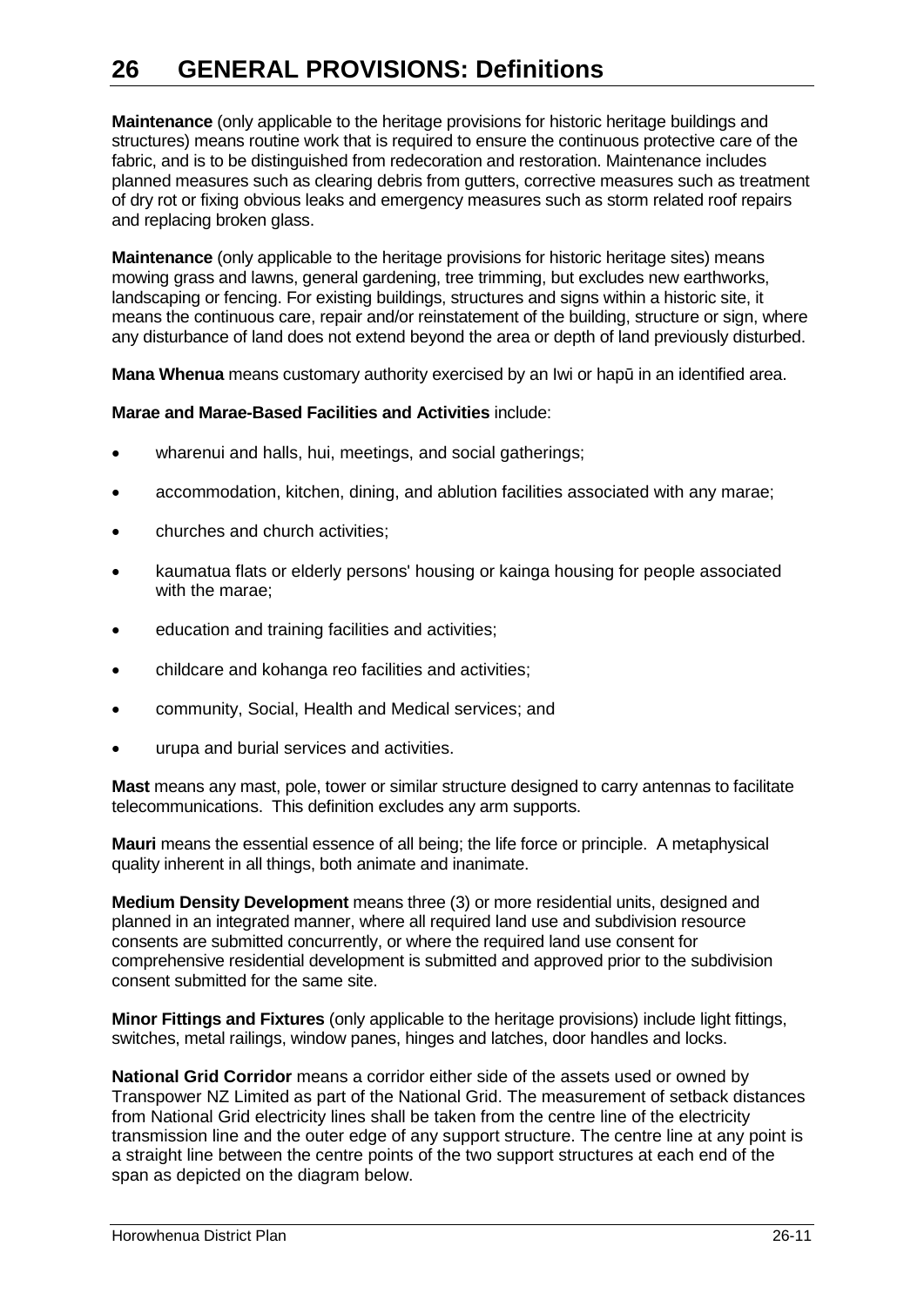# 26 GENERAL PROVISIONS: Definitions

**Maintenance** (only applicable to the heritage provisions for historic heritage buildings and structures) means routine work that is required to ensure the continuous protective care of the fabric, and is to be distinguished from redecoration and restoration. Maintenance includes planned measures such as clearing debris from gutters, corrective measures such as treatment of dry rot or fixing obvious leaks and emergency measures such as storm related roof repairs and replacing broken glass.

**Maintenance** (only applicable to the heritage provisions for historic heritage sites) means mowing grass and lawns, general gardening, tree trimming, but excludes new earthworks, landscaping or fencing. For existing buildings, structures and signs within a historic site, it means the continuous care, repair and/or reinstatement of the building, structure or sign, where any disturbance of land does not extend beyond the area or depth of land previously disturbed.

**Mana Whenua** means customary authority exercised by an Iwi or hapū in an identified area.

**Marae and Marae-Based Facilities and Activities** include:

- wharenui and halls, hui, meetings, and social gatherings;
- accommodation, kitchen, dining, and ablution facilities associated with any marae;
- churches and church activities;
- kaumatua flats or elderly persons' housing or kainga housing for people associated with the marae;
- education and training facilities and activities;
- childcare and kohanga reo facilities and activities;
- community, Social, Health and Medical services; and
- urupa and burial services and activities.

**Mast** means any mast, pole, tower or similar structure designed to carry antennas to facilitate telecommunications. This definition excludes any arm supports.

**Mauri** means the essential essence of all being; the life force or principle. A metaphysical quality inherent in all things, both animate and inanimate.

**Medium Density Development** means three (3) or more residential units, designed and planned in an integrated manner, where all required land use and subdivision resource consents are submitted concurrently, or where the required land use consent for comprehensive residential development is submitted and approved prior to the subdivision consent submitted for the same site.

**Minor Fittings and Fixtures** (only applicable to the heritage provisions) include light fittings, switches, metal railings, window panes, hinges and latches, door handles and locks.

**National Grid Corridor** means a corridor either side of the assets used or owned by Transpower NZ Limited as part of the National Grid. The measurement of setback distances from National Grid electricity lines shall be taken from the centre line of the electricity transmission line and the outer edge of any support structure. The centre line at any point is a straight line between the centre points of the two support structures at each end of the span as depicted on the diagram below.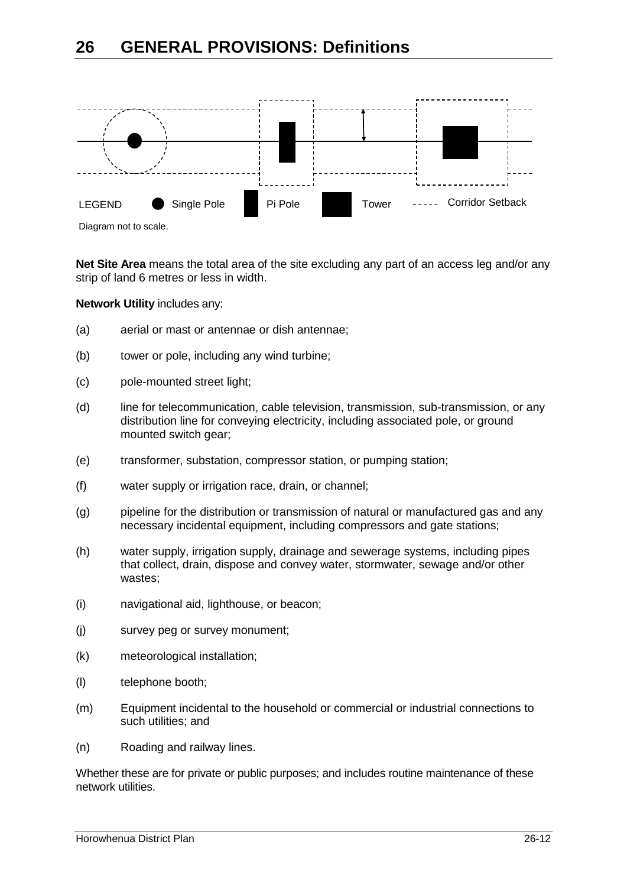# 26 GENERAL PROVISIONS: Definitions

LEGEND Single Pole Pi Pole Tower ----- Corridor Setback

Diagram not to scale.

**Net Site Area** means the total area of the site excluding any part of an access leg and/or any strip of land 6 metres or less in width.

**Network Utility** includes any:

(a) aerial or mast or antennae or dish antennae;

(b) tower or pole, including any wind turbine;

(c) pole-mounted street light;

(d) line for telecommunication, cable television, transmission, sub-transmission, or any distribution line for conveying electricity, including associated pole, or ground mounted switch gear;

(e) transformer, substation, compressor station, or pumping station;

(f) water supply or irrigation race, drain, or channel;

(g) pipeline for the distribution or transmission of natural or manufactured gas and any necessary incidental equipment, including compressors and gate stations;

(h) water supply, irrigation supply, drainage and sewerage systems, including pipes that collect, drain, dispose and convey water, stormwater, sewage and/or other wastes;

(i) navigational aid, lighthouse, or beacon;

(j) survey peg or survey monument;

(k) meteorological installation;

(l) telephone booth;

(m) Equipment incidental to the household or commercial or industrial connections to such utilities; and

(n) Roading and railway lines.

Whether these are for private or public purposes; and includes routine maintenance of these network utilities.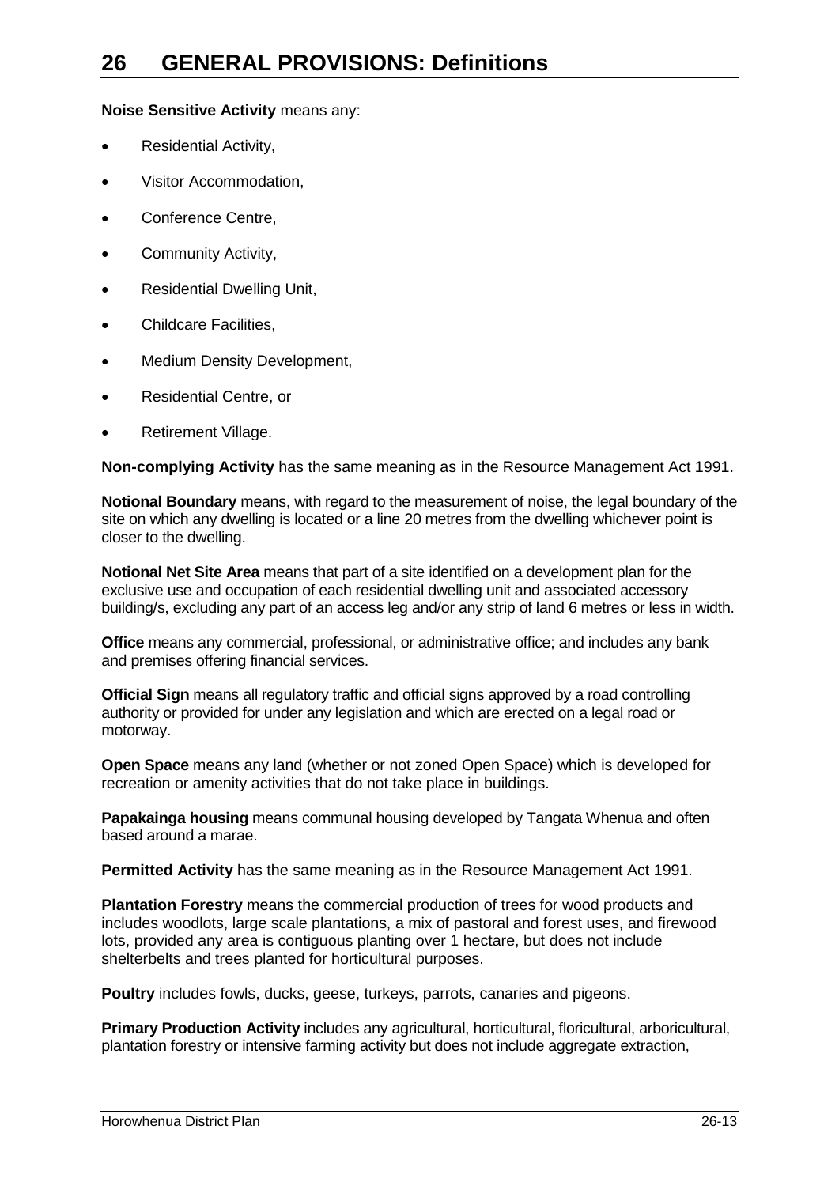# 26 GENERAL PROVISIONS: Definitions

**Noise Sensitive Activity** means any:

- Residential Activity,
- Visitor Accommodation,
- Conference Centre,
- Community Activity,
- Residential Dwelling Unit,
- Childcare Facilities,
- Medium Density Development,
- Residential Centre, or
- Retirement Village.

**Non-complying Activity** has the same meaning as in the Resource Management Act 1991.

**Notional Boundary** means, with regard to the measurement of noise, the legal boundary of the site on which any dwelling is located or a line 20 metres from the dwelling whichever point is closer to the dwelling.

**Notional Net Site Area** means that part of a site identified on a development plan for the exclusive use and occupation of each residential dwelling unit and associated accessory building/s, excluding any part of an access leg and/or any strip of land 6 metres or less in width.

**Office** means any commercial, professional, or administrative office; and includes any bank and premises offering financial services.

**Official Sign** means all regulatory traffic and official signs approved by a road controlling authority or provided for under any legislation and which are erected on a legal road or motorway.

**Open Space** means any land (whether or not zoned Open Space) which is developed for recreation or amenity activities that do not take place in buildings.

**Papakainga housing** means communal housing developed by Tangata Whenua and often based around a marae.

**Permitted Activity** has the same meaning as in the Resource Management Act 1991.

**Plantation Forestry** means the commercial production of trees for wood products and includes woodlots, large scale plantations, a mix of pastoral and forest uses, and firewood lots, provided any area is contiguous planting over 1 hectare, but does not include shelterbelts and trees planted for horticultural purposes.

**Poultry** includes fowls, ducks, geese, turkeys, parrots, canaries and pigeons.

**Primary Production Activity** includes any agricultural, horticultural, floricultural, arboricultural, plantation forestry or intensive farming activity but does not include aggregate extraction,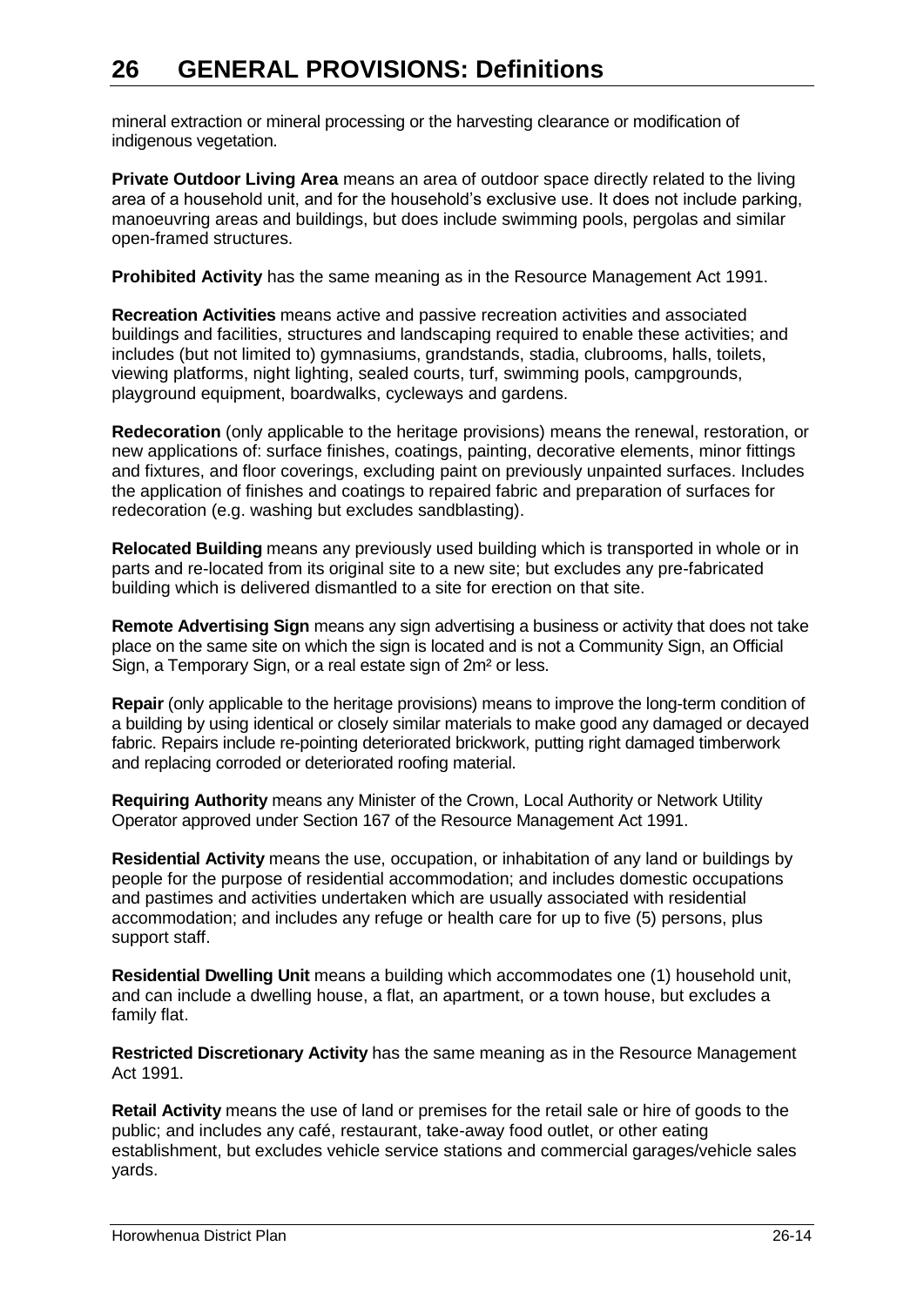mineral extraction or mineral processing or the harvesting clearance or modification of indigenous vegetation.

**Private Outdoor Living Area** means an area of outdoor space directly related to the living area of a household unit, and for the household's exclusive use. It does not include parking, manoeuvring areas and buildings, but does include swimming pools, pergolas and similar open-framed structures.

**Prohibited Activity** has the same meaning as in the Resource Management Act 1991.

**Recreation Activities** means active and passive recreation activities and associated buildings and facilities, structures and landscaping required to enable these activities; and includes (but not limited to) gymnasiums, grandstands, stadia, clubrooms, halls, toilets, viewing platforms, night lighting, sealed courts, turf, swimming pools, campgrounds, playground equipment, boardwalks, cycleways and gardens.

**Redecoration** (only applicable to the heritage provisions) means the renewal, restoration, or new applications of: surface finishes, coatings, painting, decorative elements, minor fittings and fixtures, and floor coverings, excluding paint on previously unpainted surfaces. Includes the application of finishes and coatings to repaired fabric and preparation of surfaces for redecoration (e.g. washing but excludes sandblasting).

**Relocated Building** means any previously used building which is transported in whole or in parts and re-located from its original site to a new site; but excludes any pre-fabricated building which is delivered dismantled to a site for erection on that site.

**Remote Advertising Sign** means any sign advertising a business or activity that does not take place on the same site on which the sign is located and is not a Community Sign, an Official Sign, a Temporary Sign, or a real estate sign of $2m^2$ or less.

**Repair** (only applicable to the heritage provisions) means to improve the long-term condition of a building by using identical or closely similar materials to make good any damaged or decayed fabric. Repairs include re-pointing deteriorated brickwork, putting right damaged timberwork and replacing corroded or deteriorated roofing material.

**Requiring Authority** means any Minister of the Crown, Local Authority or Network Utility Operator approved under Section 167 of the Resource Management Act 1991.

**Residential Activity** means the use, occupation, or inhabitation of any land or buildings by people for the purpose of residential accommodation; and includes domestic occupations and pastimes and activities undertaken which are usually associated with residential accommodation; and includes any refuge or health care for up to five (5) persons, plus support staff.

**Residential Dwelling Unit** means a building which accommodates one (1) household unit, and can include a dwelling house, a flat, an apartment, or a town house, but excludes a family flat.

**Restricted Discretionary Activity** has the same meaning as in the Resource Management Act 1991.

**Retail Activity** means the use of land or premises for the retail sale or hire of goods to the public; and includes any café, restaurant, take-away food outlet, or other eating establishment, but excludes vehicle service stations and commercial garages/vehicle sales yards.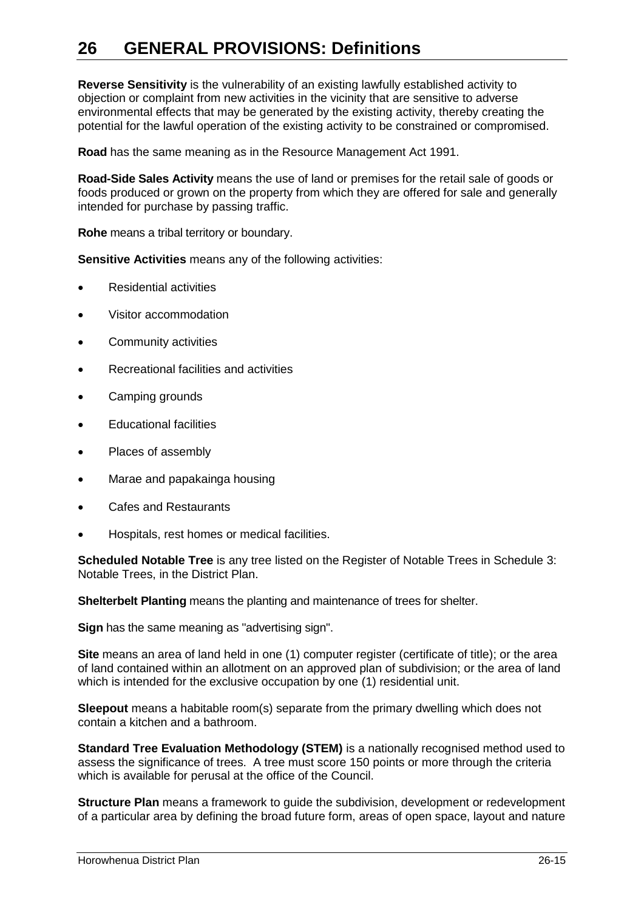# 26 GENERAL PROVISIONS: Definitions

**Reverse Sensitivity** is the vulnerability of an existing lawfully established activity to objection or complaint from new activities in the vicinity that are sensitive to adverse environmental effects that may be generated by the existing activity, thereby creating the potential for the lawful operation of the existing activity to be constrained or compromised.

**Road** has the same meaning as in the Resource Management Act 1991.

**Road-Side Sales Activity** means the use of land or premises for the retail sale of goods or foods produced or grown on the property from which they are offered for sale and generally intended for purchase by passing traffic.

**Rohe** means a tribal territory or boundary.

**Sensitive Activities** means any of the following activities:

- Residential activities
- Visitor accommodation
- Community activities
- Recreational facilities and activities
- Camping grounds
- Educational facilities
- Places of assembly
- Marae and papakainga housing
- Cafes and Restaurants
- Hospitals, rest homes or medical facilities.

**Scheduled Notable Tree** is any tree listed on the Register of Notable Trees in Schedule 3: Notable Trees, in the District Plan.

**Shelterbelt Planting** means the planting and maintenance of trees for shelter.

**Sign** has the same meaning as "advertising sign".

**Site** means an area of land held in one (1) computer register (certificate of title); or the area of land contained within an allotment on an approved plan of subdivision; or the area of land which is intended for the exclusive occupation by one (1) residential unit.

**Sleepout** means a habitable room(s) separate from the primary dwelling which does not contain a kitchen and a bathroom.

**Standard Tree Evaluation Methodology (STEM)** is a nationally recognised method used to assess the significance of trees. A tree must score 150 points or more through the criteria which is available for perusal at the office of the Council.

**Structure Plan** means a framework to guide the subdivision, development or redevelopment of a particular area by defining the broad future form, areas of open space, layout and nature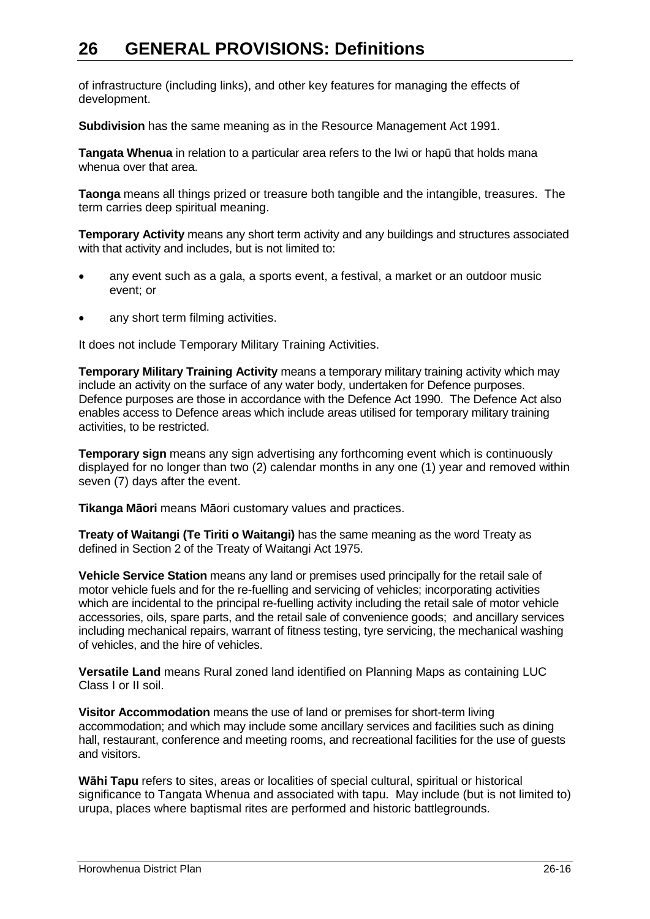of infrastructure (including links), and other key features for managing the effects of development.

**Subdivision** has the same meaning as in the Resource Management Act 1991.

**Tangata Whenua** in relation to a particular area refers to the Iwi or hapū that holds mana whenua over that area.

**Taonga** means all things prized or treasure both tangible and the intangible, treasures. The term carries deep spiritual meaning.

**Temporary Activity** means any short term activity and any buildings and structures associated with that activity and includes, but is not limited to:

- any event such as a gala, a sports event, a festival, a market or an outdoor music event; or
- any short term filming activities.

It does not include Temporary Military Training Activities.

**Temporary Military Training Activity** means a temporary military training activity which may include an activity on the surface of any water body, undertaken for Defence purposes. Defence purposes are those in accordance with the Defence Act 1990. The Defence Act also enables access to Defence areas which include areas utilised for temporary military training activities, to be restricted.

**Temporary sign** means any sign advertising any forthcoming event which is continuously displayed for no longer than two (2) calendar months in any one (1) year and removed within seven (7) days after the event.

**Tikanga Māori** means Māori customary values and practices.

**Treaty of Waitangi (Te Tiriti o Waitangi)** has the same meaning as the word Treaty as defined in Section 2 of the Treaty of Waitangi Act 1975.

**Vehicle Service Station** means any land or premises used principally for the retail sale of motor vehicle fuels and for the re-fuelling and servicing of vehicles; incorporating activities which are incidental to the principal re-fuelling activity including the retail sale of motor vehicle accessories, oils, spare parts, and the retail sale of convenience goods; and ancillary services including mechanical repairs, warrant of fitness testing, tyre servicing, the mechanical washing of vehicles, and the hire of vehicles.

**Versatile Land** means Rural zoned land identified on Planning Maps as containing LUC Class I or II soil.

**Visitor Accommodation** means the use of land or premises for short-term living accommodation; and which may include some ancillary services and facilities such as dining hall, restaurant, conference and meeting rooms, and recreational facilities for the use of guests and visitors.

**Wāhi Tapu** refers to sites, areas or localities of special cultural, spiritual or historical significance to Tangata Whenua and associated with tapu. May include (but is not limited to) urupa, places where baptismal rites are performed and historic battlegrounds.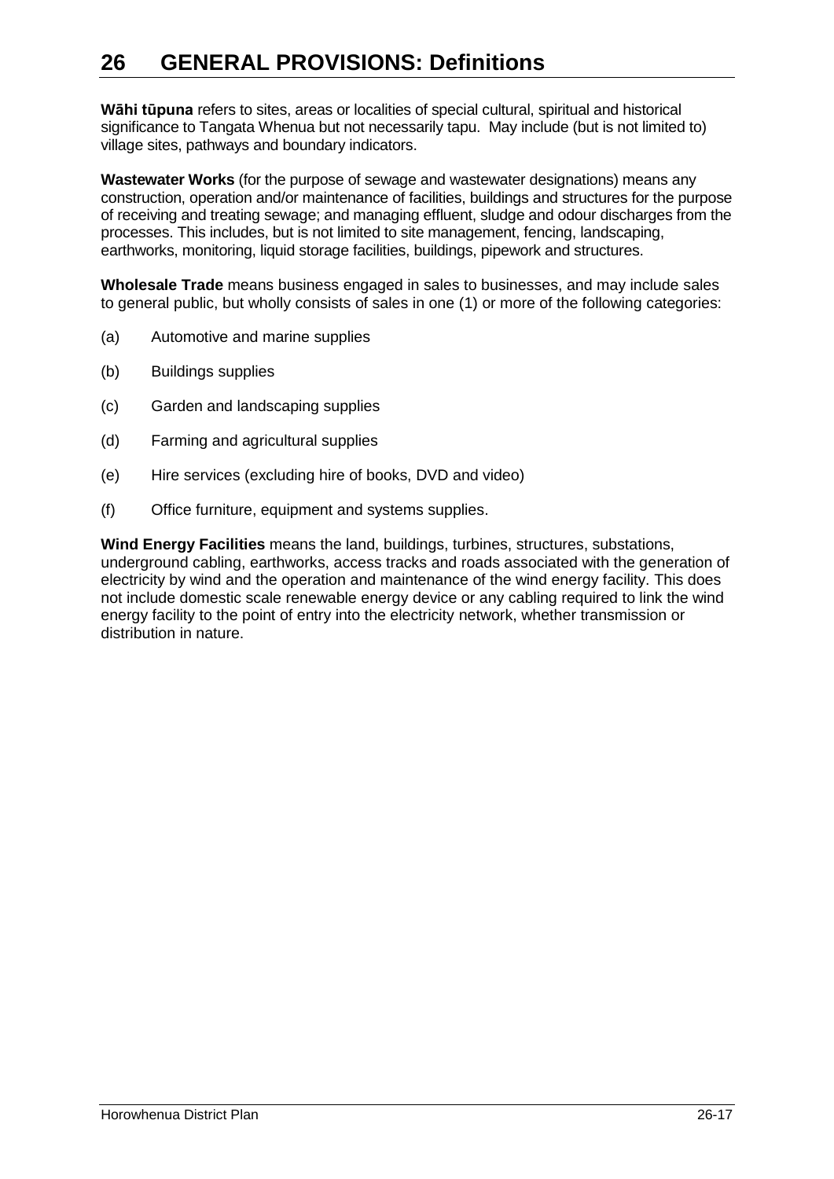# 26 GENERAL PROVISIONS: Definitions

**Wāhi tūpuna** refers to sites, areas or localities of special cultural, spiritual and historical significance to Tangata Whenua but not necessarily tapu. May include (but is not limited to) village sites, pathways and boundary indicators.

**Wastewater Works** (for the purpose of sewage and wastewater designations) means any construction, operation and/or maintenance of facilities, buildings and structures for the purpose of receiving and treating sewage; and managing effluent, sludge and odour discharges from the processes. This includes, but is not limited to site management, fencing, landscaping, earthworks, monitoring, liquid storage facilities, buildings, pipework and structures.

**Wholesale Trade** means business engaged in sales to businesses, and may include sales to general public, but wholly consists of sales in one (1) or more of the following categories:

(a) Automotive and marine supplies

(b) Buildings supplies

(c) Garden and landscaping supplies

(d) Farming and agricultural supplies

(e) Hire services (excluding hire of books, DVD and video)

(f) Office furniture, equipment and systems supplies.

**Wind Energy Facilities** means the land, buildings, turbines, structures, substations, underground cabling, earthworks, access tracks and roads associated with the generation of electricity by wind and the operation and maintenance of the wind energy facility. This does not include domestic scale renewable energy device or any cabling required to link the wind energy facility to the point of entry into the electricity network, whether transmission or distribution in nature.